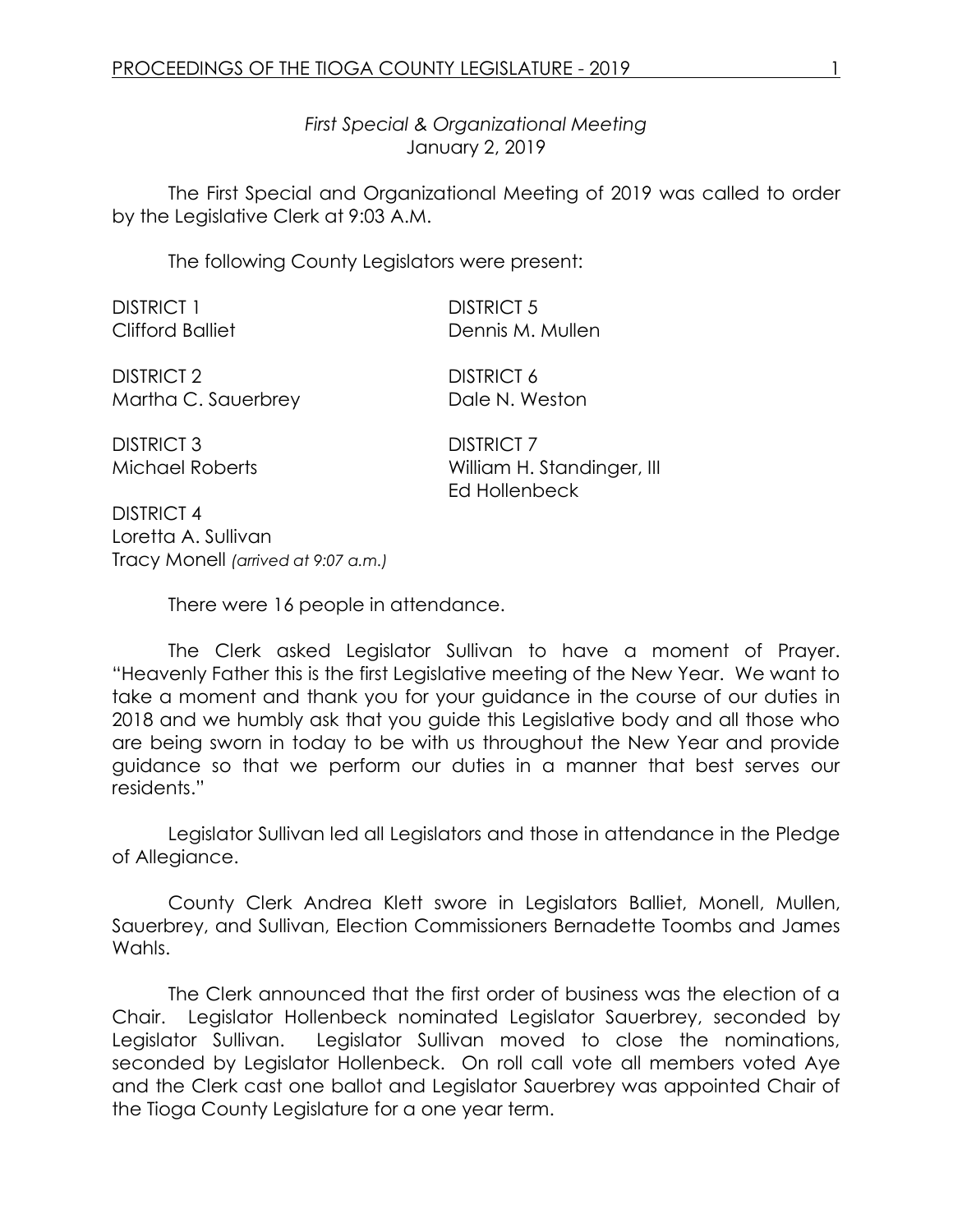*First Special & Organizational Meeting*
January 2, 2019

The First Special and Organizational Meeting of 2019 was called to order by the Legislative Clerk at 9:03 A.M.

The following County Legislators were present:

DISTRICT 1
Clifford Balliet

DISTRICT 2
Martha C. Sauerbrey

DISTRICT 3
Michael Roberts

DISTRICT 4
Loretta A. Sullivan
Tracy Monell *(arrived at 9:07 a.m.)*

DISTRICT 5
Dennis M. Mullen

DISTRICT 6
Dale N. Weston

DISTRICT 7
William H. Standinger, III
Ed Hollenbeck

There were 16 people in attendance.

The Clerk asked Legislator Sullivan to have a moment of Prayer. "Heavenly Father this is the first Legislative meeting of the New Year. We want to take a moment and thank you for your guidance in the course of our duties in 2018 and we humbly ask that you guide this Legislative body and all those who are being sworn in today to be with us throughout the New Year and provide guidance so that we perform our duties in a manner that best serves our residents."

Legislator Sullivan led all Legislators and those in attendance in the Pledge of Allegiance.

County Clerk Andrea Klett swore in Legislators Balliet, Monell, Mullen, Sauerbrey, and Sullivan, Election Commissioners Bernadette Toombs and James Wahls.

The Clerk announced that the first order of business was the election of a Chair. Legislator Hollenbeck nominated Legislator Sauerbrey, seconded by Legislator Sullivan. Legislator Sullivan moved to close the nominations, seconded by Legislator Hollenbeck. On roll call vote all members voted Aye and the Clerk cast one ballot and Legislator Sauerbrey was appointed Chair of the Tioga County Legislature for a one year term.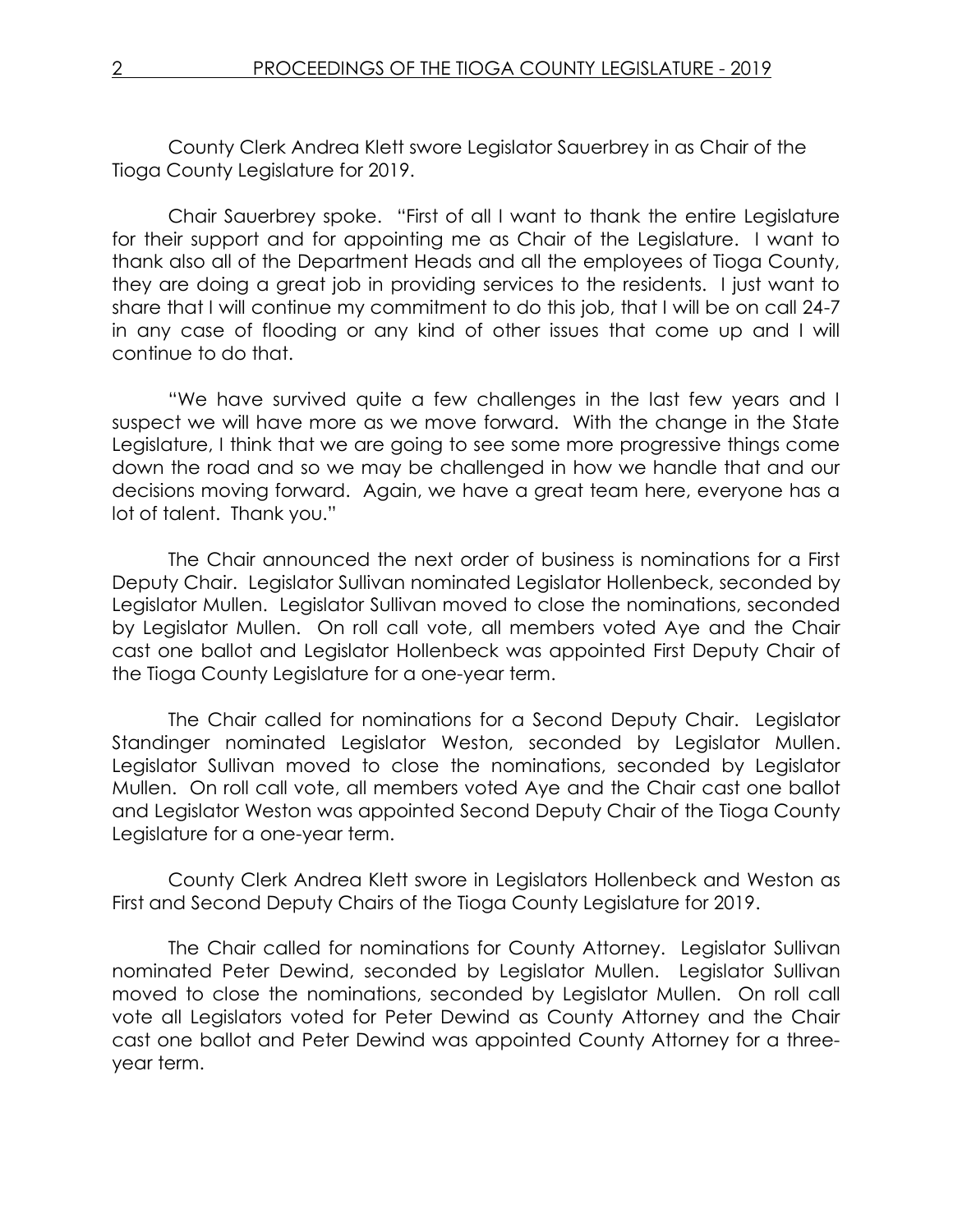County Clerk Andrea Klett swore Legislator Sauerbrey in as Chair of the Tioga County Legislature for 2019.

Chair Sauerbrey spoke. "First of all I want to thank the entire Legislature for their support and for appointing me as Chair of the Legislature. I want to thank also all of the Department Heads and all the employees of Tioga County, they are doing a great job in providing services to the residents. I just want to share that I will continue my commitment to do this job, that I will be on call 24-7 in any case of flooding or any kind of other issues that come up and I will continue to do that.

"We have survived quite a few challenges in the last few years and I suspect we will have more as we move forward. With the change in the State Legislature, I think that we are going to see some more progressive things come down the road and so we may be challenged in how we handle that and our decisions moving forward. Again, we have a great team here, everyone has a lot of talent. Thank you."

The Chair announced the next order of business is nominations for a First Deputy Chair. Legislator Sullivan nominated Legislator Hollenbeck, seconded by Legislator Mullen. Legislator Sullivan moved to close the nominations, seconded by Legislator Mullen. On roll call vote, all members voted Aye and the Chair cast one ballot and Legislator Hollenbeck was appointed First Deputy Chair of the Tioga County Legislature for a one-year term.

The Chair called for nominations for a Second Deputy Chair. Legislator Standinger nominated Legislator Weston, seconded by Legislator Mullen. Legislator Sullivan moved to close the nominations, seconded by Legislator Mullen. On roll call vote, all members voted Aye and the Chair cast one ballot and Legislator Weston was appointed Second Deputy Chair of the Tioga County Legislature for a one-year term.

County Clerk Andrea Klett swore in Legislators Hollenbeck and Weston as First and Second Deputy Chairs of the Tioga County Legislature for 2019.

The Chair called for nominations for County Attorney. Legislator Sullivan nominated Peter Dewind, seconded by Legislator Mullen. Legislator Sullivan moved to close the nominations, seconded by Legislator Mullen. On roll call vote all Legislators voted for Peter Dewind as County Attorney and the Chair cast one ballot and Peter Dewind was appointed County Attorney for a three-year term.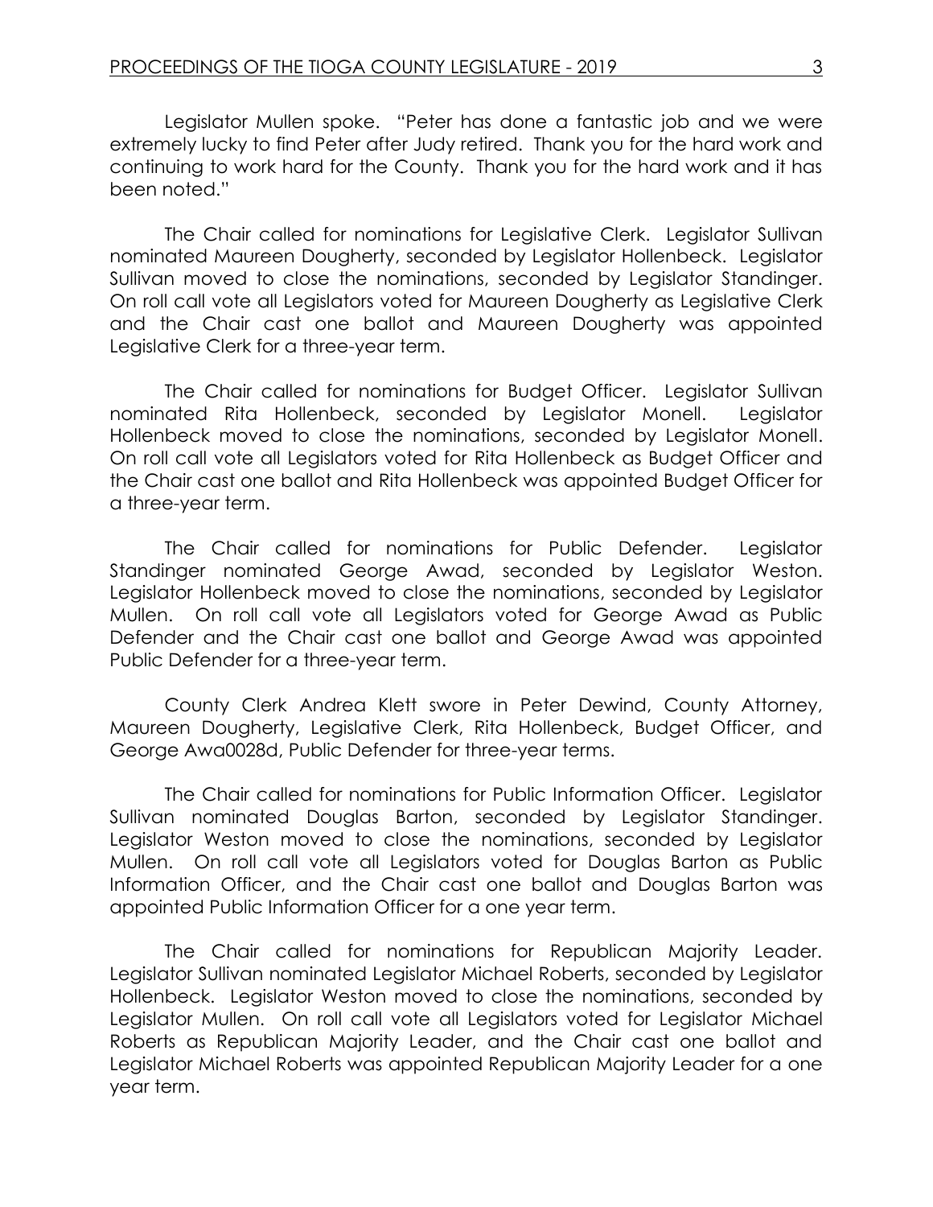Legislator Mullen spoke. "Peter has done a fantastic job and we were extremely lucky to find Peter after Judy retired. Thank you for the hard work and continuing to work hard for the County. Thank you for the hard work and it has been noted."

The Chair called for nominations for Legislative Clerk. Legislator Sullivan nominated Maureen Dougherty, seconded by Legislator Hollenbeck. Legislator Sullivan moved to close the nominations, seconded by Legislator Standinger. On roll call vote all Legislators voted for Maureen Dougherty as Legislative Clerk and the Chair cast one ballot and Maureen Dougherty was appointed Legislative Clerk for a three-year term.

The Chair called for nominations for Budget Officer. Legislator Sullivan nominated Rita Hollenbeck, seconded by Legislator Monell. Legislator Hollenbeck moved to close the nominations, seconded by Legislator Monell. On roll call vote all Legislators voted for Rita Hollenbeck as Budget Officer and the Chair cast one ballot and Rita Hollenbeck was appointed Budget Officer for a three-year term.

The Chair called for nominations for Public Defender. Legislator Standinger nominated George Awad, seconded by Legislator Weston. Legislator Hollenbeck moved to close the nominations, seconded by Legislator Mullen. On roll call vote all Legislators voted for George Awad as Public Defender and the Chair cast one ballot and George Awad was appointed Public Defender for a three-year term.

County Clerk Andrea Klett swore in Peter Dewind, County Attorney, Maureen Dougherty, Legislative Clerk, Rita Hollenbeck, Budget Officer, and George Awa0028d, Public Defender for three-year terms.

The Chair called for nominations for Public Information Officer. Legislator Sullivan nominated Douglas Barton, seconded by Legislator Standinger. Legislator Weston moved to close the nominations, seconded by Legislator Mullen. On roll call vote all Legislators voted for Douglas Barton as Public Information Officer, and the Chair cast one ballot and Douglas Barton was appointed Public Information Officer for a one year term.

The Chair called for nominations for Republican Majority Leader. Legislator Sullivan nominated Legislator Michael Roberts, seconded by Legislator Hollenbeck. Legislator Weston moved to close the nominations, seconded by Legislator Mullen. On roll call vote all Legislators voted for Legislator Michael Roberts as Republican Majority Leader, and the Chair cast one ballot and Legislator Michael Roberts was appointed Republican Majority Leader for a one year term.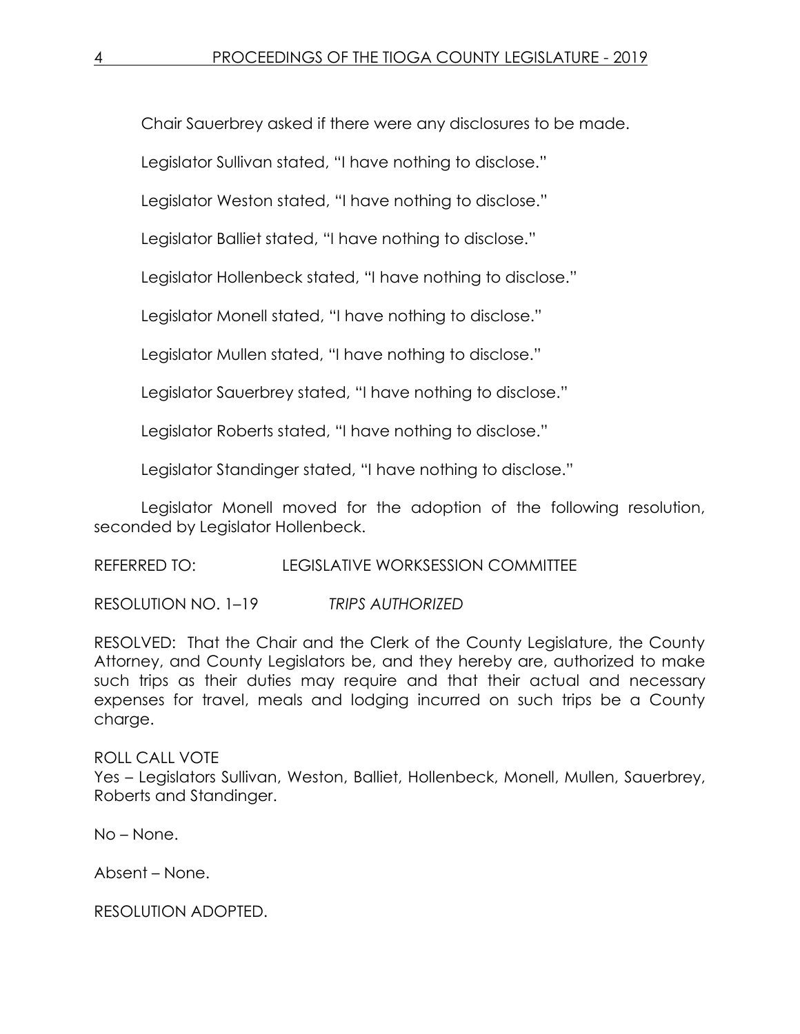Chair Sauerbrey asked if there were any disclosures to be made.

Legislator Sullivan stated, "I have nothing to disclose."

Legislator Weston stated, "I have nothing to disclose."

Legislator Balliet stated, "I have nothing to disclose."

Legislator Hollenbeck stated, "I have nothing to disclose."

Legislator Monell stated, "I have nothing to disclose."

Legislator Mullen stated, "I have nothing to disclose."

Legislator Sauerbrey stated, "I have nothing to disclose."

Legislator Roberts stated, "I have nothing to disclose."

Legislator Standinger stated, "I have nothing to disclose."

Legislator Monell moved for the adoption of the following resolution, seconded by Legislator Hollenbeck.

REFERRED TO: LEGISLATIVE WORKSESSION COMMITTEE

RESOLUTION NO. 1–19 *TRIPS AUTHORIZED*

RESOLVED: That the Chair and the Clerk of the County Legislature, the County Attorney, and County Legislators be, and they hereby are, authorized to make such trips as their duties may require and that their actual and necessary expenses for travel, meals and lodging incurred on such trips be a County charge.

ROLL CALL VOTE
Yes – Legislators Sullivan, Weston, Balliet, Hollenbeck, Monell, Mullen, Sauerbrey, Roberts and Standinger.

No – None.

Absent – None.

RESOLUTION ADOPTED.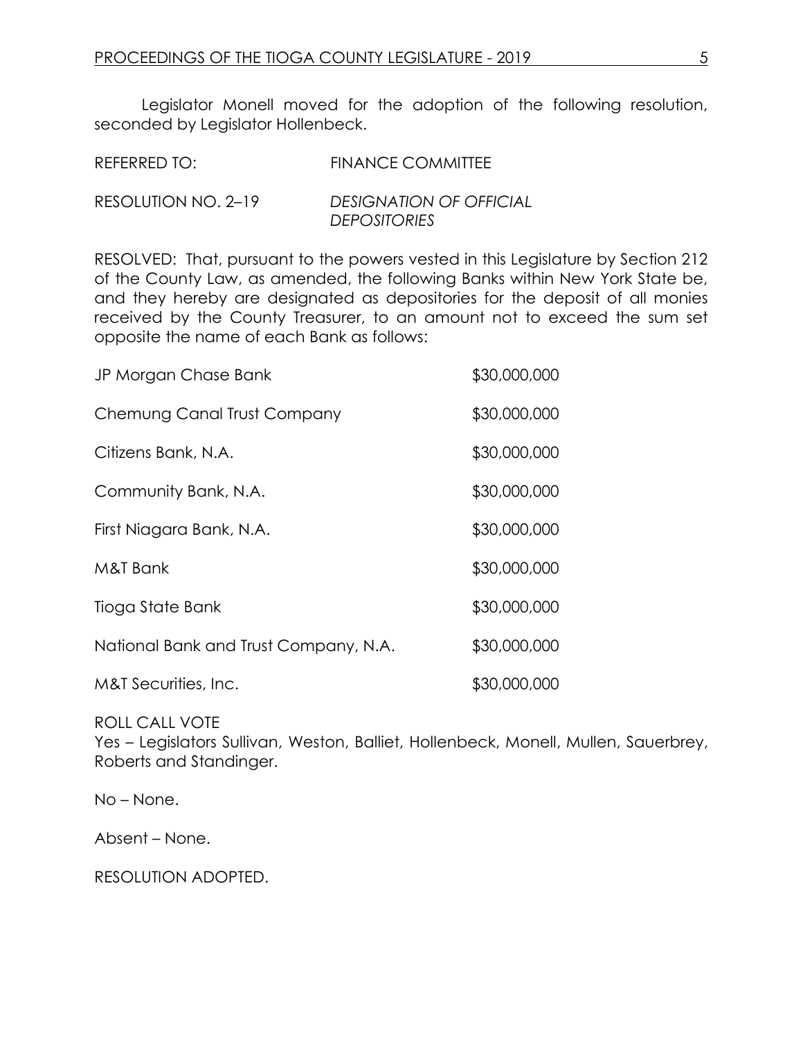Legislator Monell moved for the adoption of the following resolution, seconded by Legislator Hollenbeck.

REFERRED TO: FINANCE COMMITTEE

RESOLUTION NO. 2–19 *DESIGNATION OF OFFICIAL DEPOSITORIES*

RESOLVED: That, pursuant to the powers vested in this Legislature by Section 212 of the County Law, as amended, the following Banks within New York State be, and they hereby are designated as depositories for the deposit of all monies received by the County Treasurer, to an amount not to exceed the sum set opposite the name of each Bank as follows:

| | |
|---|---|
| JP Morgan Chase Bank | $30,000,000 |
| Chemung Canal Trust Company | $30,000,000 |
| Citizens Bank, N.A. | $30,000,000 |
| Community Bank, N.A. | $30,000,000 |
| First Niagara Bank, N.A. | $30,000,000 |
| M&T Bank | $30,000,000 |
| Tioga State Bank | $30,000,000 |
| National Bank and Trust Company, N.A. | $30,000,000 |
| M&T Securities, Inc. | $30,000,000 |

ROLL CALL VOTE

Yes – Legislators Sullivan, Weston, Balliet, Hollenbeck, Monell, Mullen, Sauerbrey, Roberts and Standinger.

No – None.

Absent – None.

RESOLUTION ADOPTED.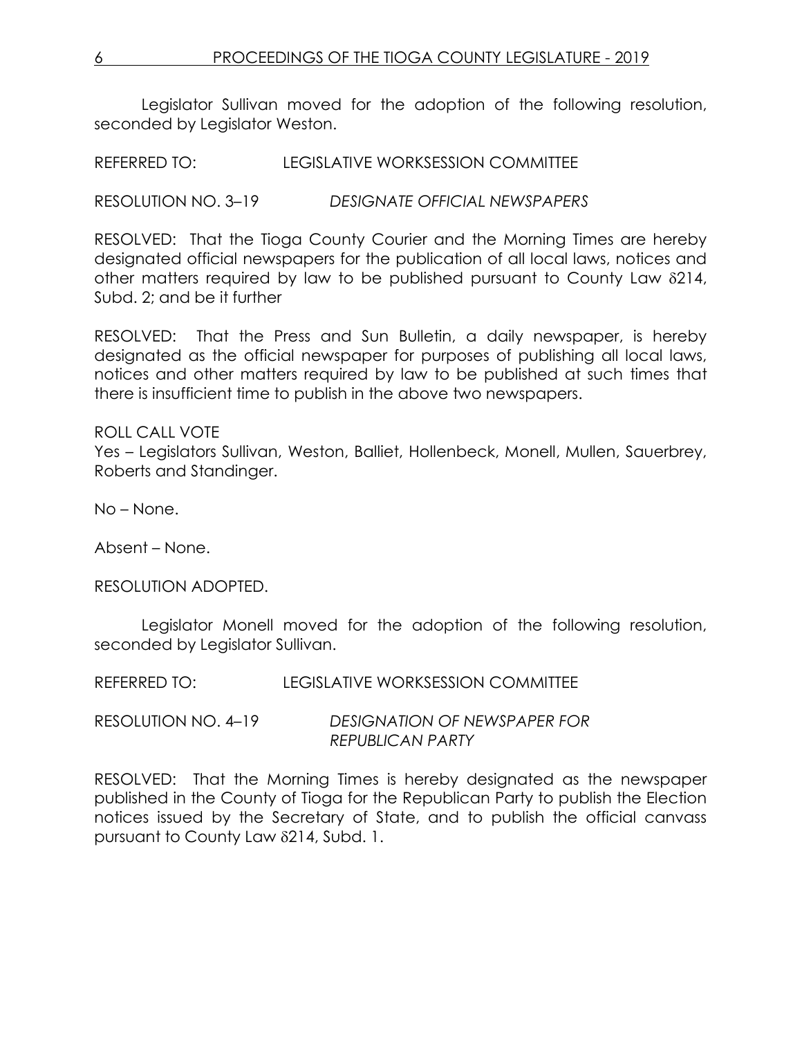Legislator Sullivan moved for the adoption of the following resolution, seconded by Legislator Weston.

REFERRED TO: LEGISLATIVE WORKSESSION COMMITTEE

RESOLUTION NO. 3–19 *DESIGNATE OFFICIAL NEWSPAPERS*

RESOLVED: That the Tioga County Courier and the Morning Times are hereby designated official newspapers for the publication of all local laws, notices and other matters required by law to be published pursuant to County Law §214, Subd. 2; and be it further

RESOLVED: That the Press and Sun Bulletin, a daily newspaper, is hereby designated as the official newspaper for purposes of publishing all local laws, notices and other matters required by law to be published at such times that there is insufficient time to publish in the above two newspapers.

ROLL CALL VOTE
Yes – Legislators Sullivan, Weston, Balliet, Hollenbeck, Monell, Mullen, Sauerbrey, Roberts and Standinger.

No – None.

Absent – None.

RESOLUTION ADOPTED.

Legislator Monell moved for the adoption of the following resolution, seconded by Legislator Sullivan.

REFERRED TO: LEGISLATIVE WORKSESSION COMMITTEE

RESOLUTION NO. 4–19 *DESIGNATION OF NEWSPAPER FOR REPUBLICAN PARTY*

RESOLVED: That the Morning Times is hereby designated as the newspaper published in the County of Tioga for the Republican Party to publish the Election notices issued by the Secretary of State, and to publish the official canvass pursuant to County Law §214, Subd. 1.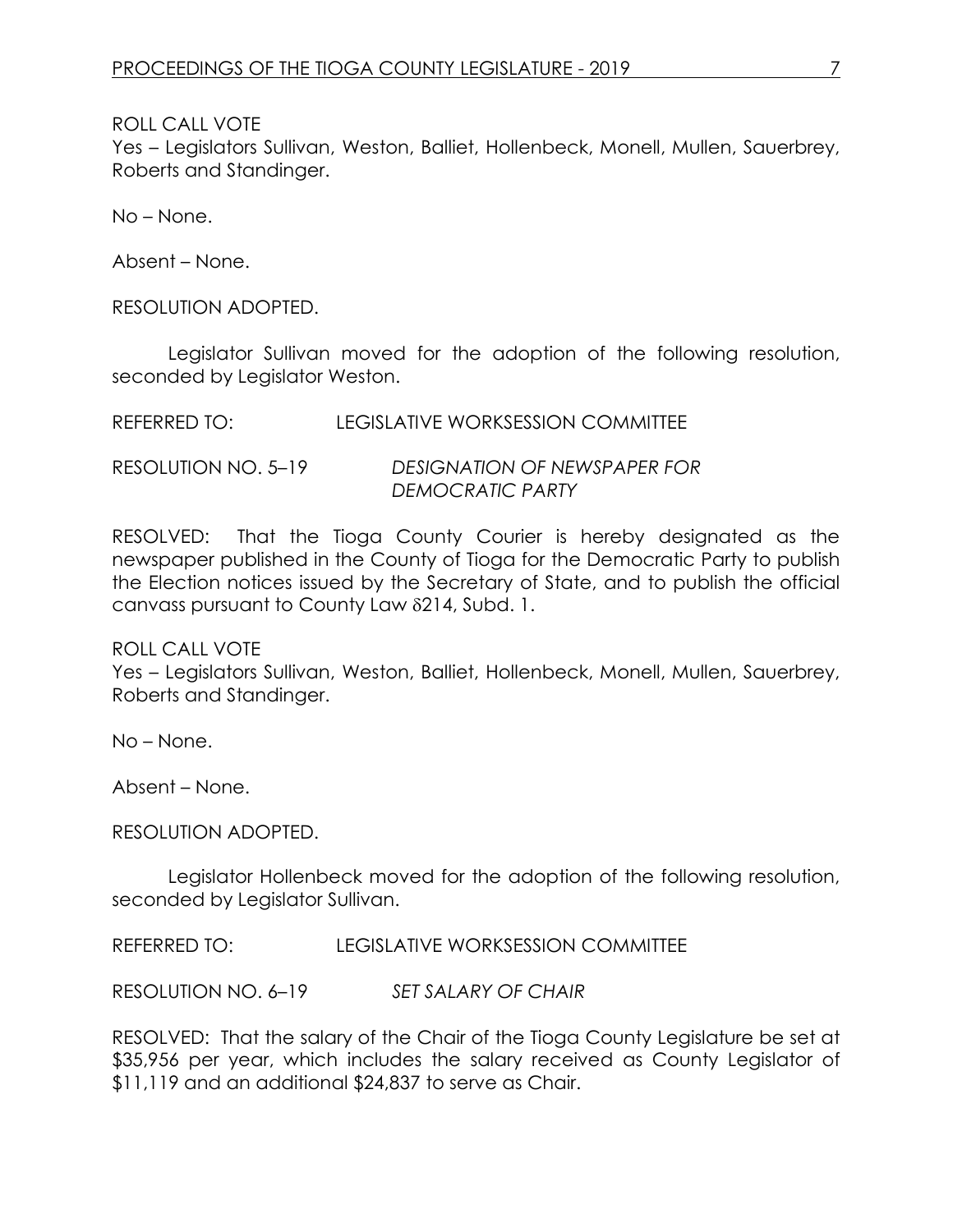ROLL CALL VOTE
Yes – Legislators Sullivan, Weston, Balliet, Hollenbeck, Monell, Mullen, Sauerbrey, Roberts and Standinger.

No – None.

Absent – None.

RESOLUTION ADOPTED.

Legislator Sullivan moved for the adoption of the following resolution, seconded by Legislator Weston.

REFERRED TO: LEGISLATIVE WORKSESSION COMMITTEE

RESOLUTION NO. 5–19 *DESIGNATION OF NEWSPAPER FOR DEMOCRATIC PARTY*

RESOLVED: That the Tioga County Courier is hereby designated as the newspaper published in the County of Tioga for the Democratic Party to publish the Election notices issued by the Secretary of State, and to publish the official canvass pursuant to County Law δ214, Subd. 1.

ROLL CALL VOTE
Yes – Legislators Sullivan, Weston, Balliet, Hollenbeck, Monell, Mullen, Sauerbrey, Roberts and Standinger.

No – None.

Absent – None.

RESOLUTION ADOPTED.

Legislator Hollenbeck moved for the adoption of the following resolution, seconded by Legislator Sullivan.

REFERRED TO: LEGISLATIVE WORKSESSION COMMITTEE

RESOLUTION NO. 6–19 *SET SALARY OF CHAIR*

RESOLVED: That the salary of the Chair of the Tioga County Legislature be set at $35,956 per year, which includes the salary received as County Legislator of $11,119 and an additional $24,837 to serve as Chair.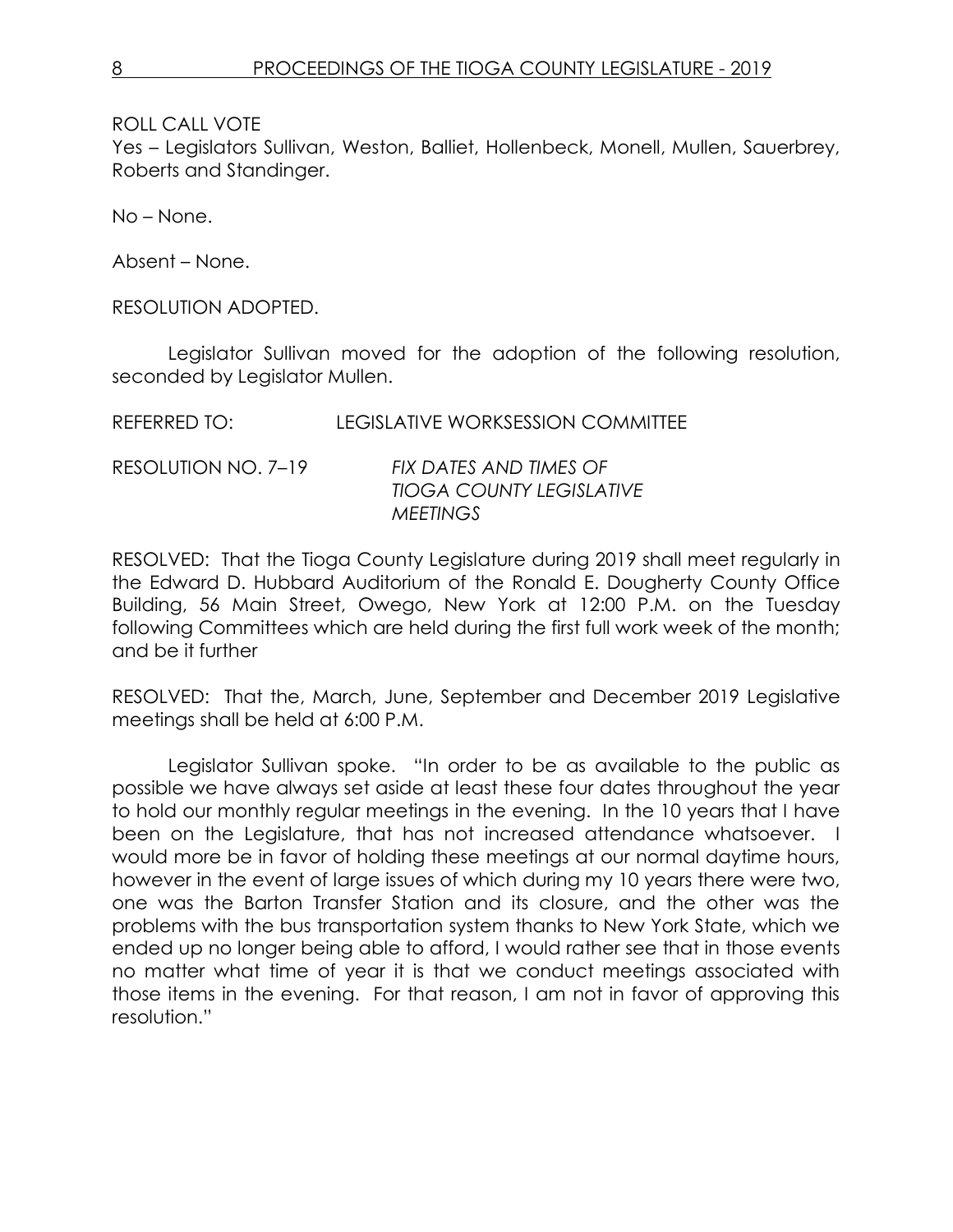ROLL CALL VOTE
Yes – Legislators Sullivan, Weston, Balliet, Hollenbeck, Monell, Mullen, Sauerbrey, Roberts and Standinger.

No – None.

Absent – None.

RESOLUTION ADOPTED.

Legislator Sullivan moved for the adoption of the following resolution, seconded by Legislator Mullen.

REFERRED TO: LEGISLATIVE WORKSESSION COMMITTEE

RESOLUTION NO. 7–19 *FIX DATES AND TIMES OF TIOGA COUNTY LEGISLATIVE MEETINGS*

RESOLVED: That the Tioga County Legislature during 2019 shall meet regularly in the Edward D. Hubbard Auditorium of the Ronald E. Dougherty County Office Building, 56 Main Street, Owego, New York at 12:00 P.M. on the Tuesday following Committees which are held during the first full work week of the month; and be it further

RESOLVED: That the, March, June, September and December 2019 Legislative meetings shall be held at 6:00 P.M.

Legislator Sullivan spoke. "In order to be as available to the public as possible we have always set aside at least these four dates throughout the year to hold our monthly regular meetings in the evening. In the 10 years that I have been on the Legislature, that has not increased attendance whatsoever. I would more be in favor of holding these meetings at our normal daytime hours, however in the event of large issues of which during my 10 years there were two, one was the Barton Transfer Station and its closure, and the other was the problems with the bus transportation system thanks to New York State, which we ended up no longer being able to afford, I would rather see that in those events no matter what time of year it is that we conduct meetings associated with those items in the evening. For that reason, I am not in favor of approving this resolution."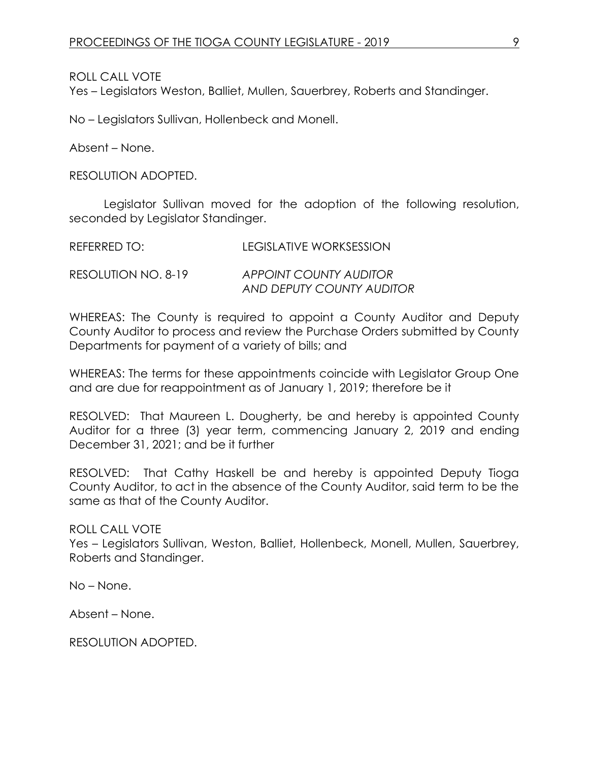ROLL CALL VOTE
Yes – Legislators Weston, Balliet, Mullen, Sauerbrey, Roberts and Standinger.

No – Legislators Sullivan, Hollenbeck and Monell.

Absent – None.

RESOLUTION ADOPTED.

Legislator Sullivan moved for the adoption of the following resolution, seconded by Legislator Standinger.

REFERRED TO: LEGISLATIVE WORKSESSION

RESOLUTION NO. 8-19 *APPOINT COUNTY AUDITOR AND DEPUTY COUNTY AUDITOR*

WHEREAS: The County is required to appoint a County Auditor and Deputy County Auditor to process and review the Purchase Orders submitted by County Departments for payment of a variety of bills; and

WHEREAS: The terms for these appointments coincide with Legislator Group One and are due for reappointment as of January 1, 2019; therefore be it

RESOLVED: That Maureen L. Dougherty, be and hereby is appointed County Auditor for a three (3) year term, commencing January 2, 2019 and ending December 31, 2021; and be it further

RESOLVED: That Cathy Haskell be and hereby is appointed Deputy Tioga County Auditor, to act in the absence of the County Auditor, said term to be the same as that of the County Auditor.

ROLL CALL VOTE
Yes – Legislators Sullivan, Weston, Balliet, Hollenbeck, Monell, Mullen, Sauerbrey, Roberts and Standinger.

No – None.

Absent – None.

RESOLUTION ADOPTED.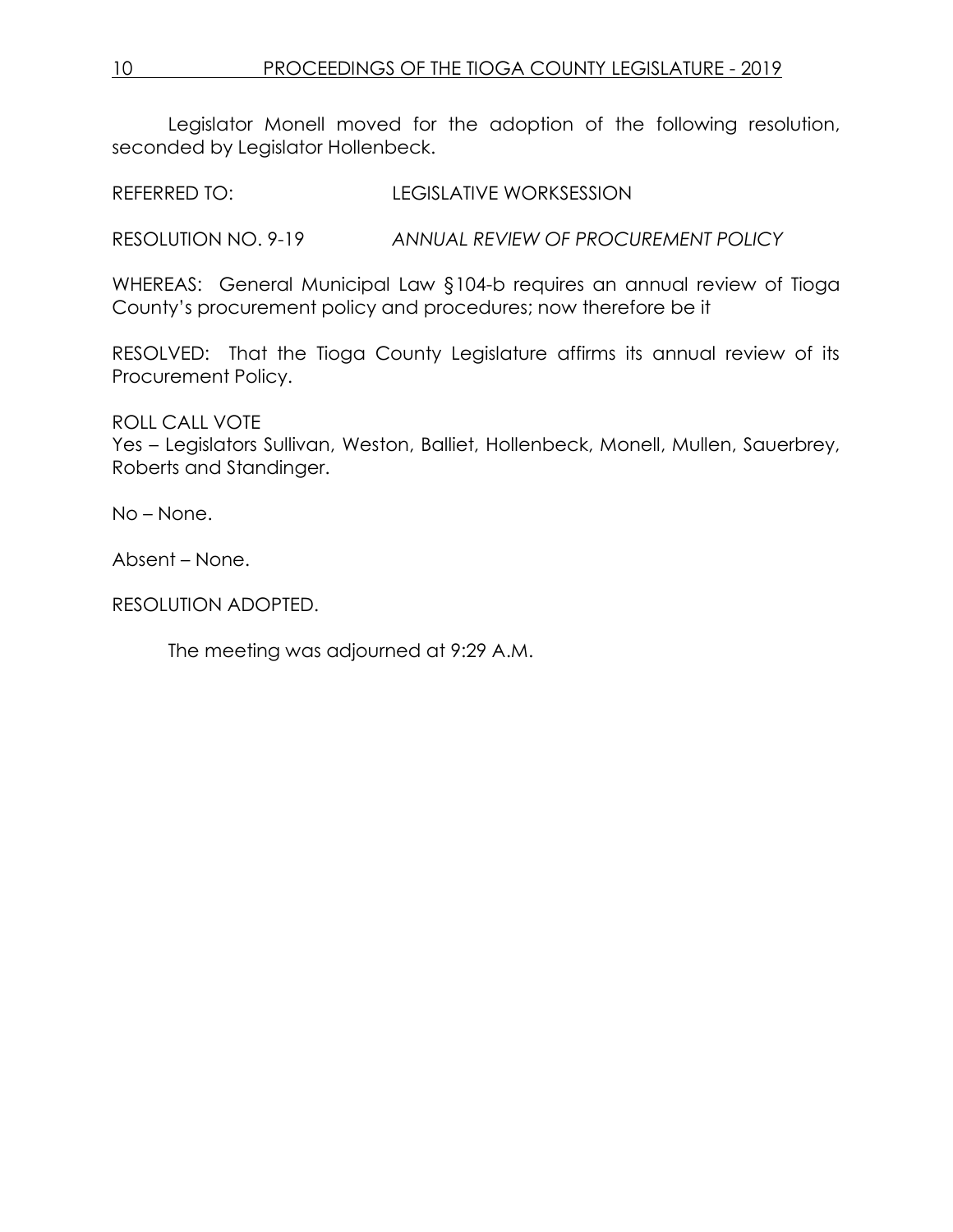Legislator Monell moved for the adoption of the following resolution, seconded by Legislator Hollenbeck.

REFERRED TO: LEGISLATIVE WORKSESSION

RESOLUTION NO. 9-19 *ANNUAL REVIEW OF PROCUREMENT POLICY*

WHEREAS: General Municipal Law §104-b requires an annual review of Tioga County's procurement policy and procedures; now therefore be it

RESOLVED: That the Tioga County Legislature affirms its annual review of its Procurement Policy.

ROLL CALL VOTE
Yes – Legislators Sullivan, Weston, Balliet, Hollenbeck, Monell, Mullen, Sauerbrey, Roberts and Standinger.

No – None.

Absent – None.

RESOLUTION ADOPTED.

The meeting was adjourned at 9:29 A.M.